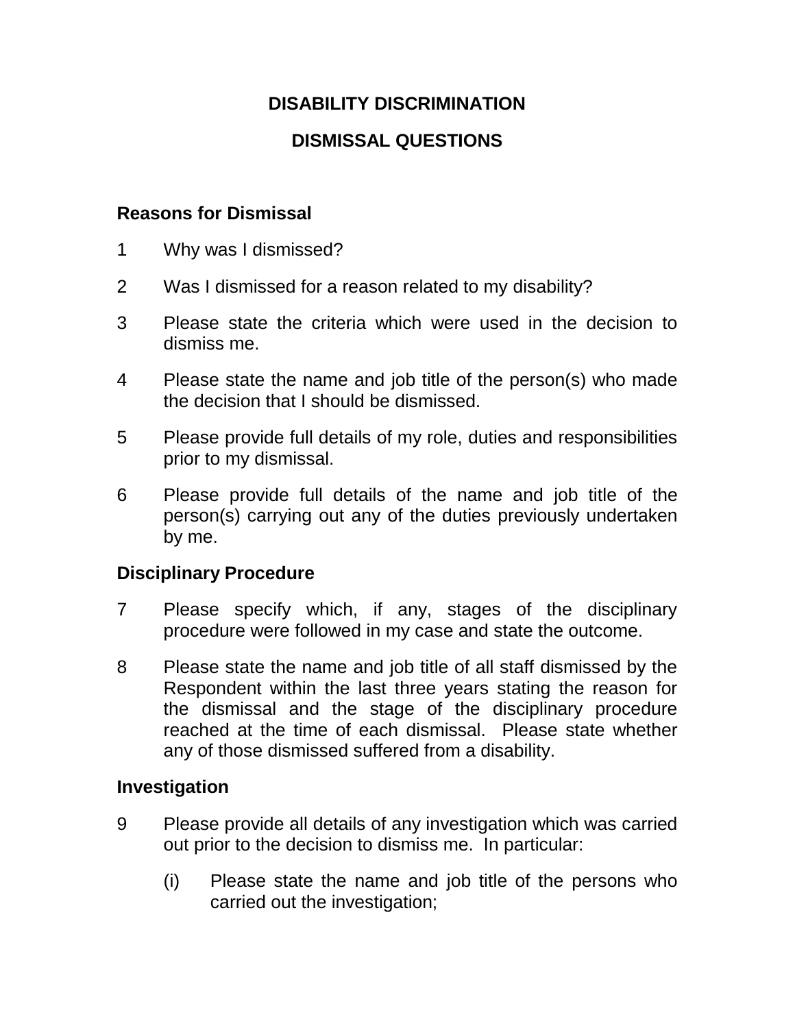# DISABILITY DISCRIMINATION

# DISMISSAL QUESTIONS

## Reasons for Dismissal

1 Why was I dismissed?

2 Was I dismissed for a reason related to my disability?

3 Please state the criteria which were used in the decision to dismiss me.

4 Please state the name and job title of the person(s) who made the decision that I should be dismissed.

5 Please provide full details of my role, duties and responsibilities prior to my dismissal.

6 Please provide full details of the name and job title of the person(s) carrying out any of the duties previously undertaken by me.

## Disciplinary Procedure

7 Please specify which, if any, stages of the disciplinary procedure were followed in my case and state the outcome.

8 Please state the name and job title of all staff dismissed by the Respondent within the last three years stating the reason for the dismissal and the stage of the disciplinary procedure reached at the time of each dismissal. Please state whether any of those dismissed suffered from a disability.

## Investigation

9 Please provide all details of any investigation which was carried out prior to the decision to dismiss me. In particular:

   (i) Please state the name and job title of the persons who carried out the investigation;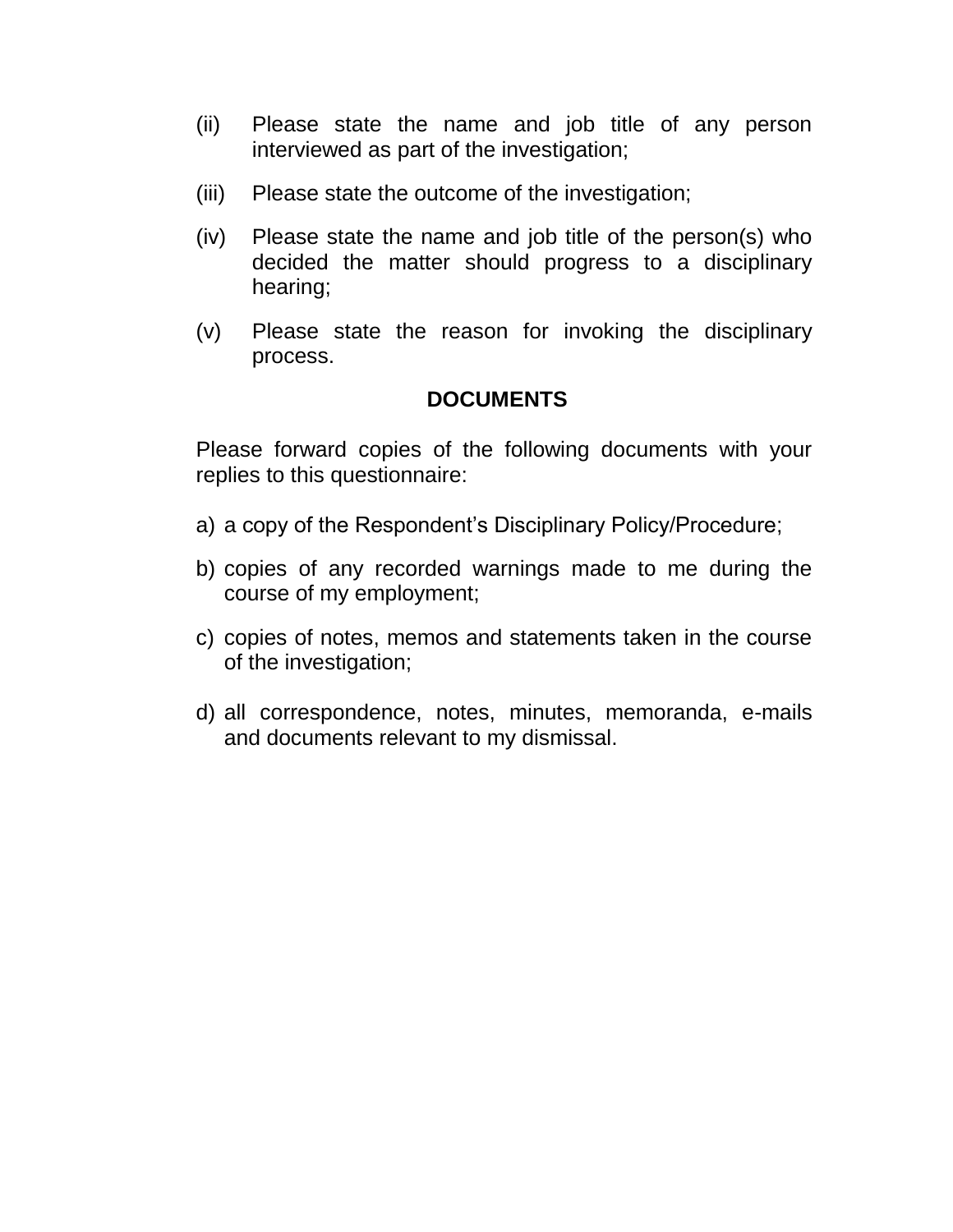(ii) Please state the name and job title of any person interviewed as part of the investigation;

(iii) Please state the outcome of the investigation;

(iv) Please state the name and job title of the person(s) who decided the matter should progress to a disciplinary hearing;

(v) Please state the reason for invoking the disciplinary process.

**DOCUMENTS**

Please forward copies of the following documents with your replies to this questionnaire:

a) a copy of the Respondent's Disciplinary Policy/Procedure;

b) copies of any recorded warnings made to me during the course of my employment;

c) copies of notes, memos and statements taken in the course of the investigation;

d) all correspondence, notes, minutes, memoranda, e-mails and documents relevant to my dismissal.